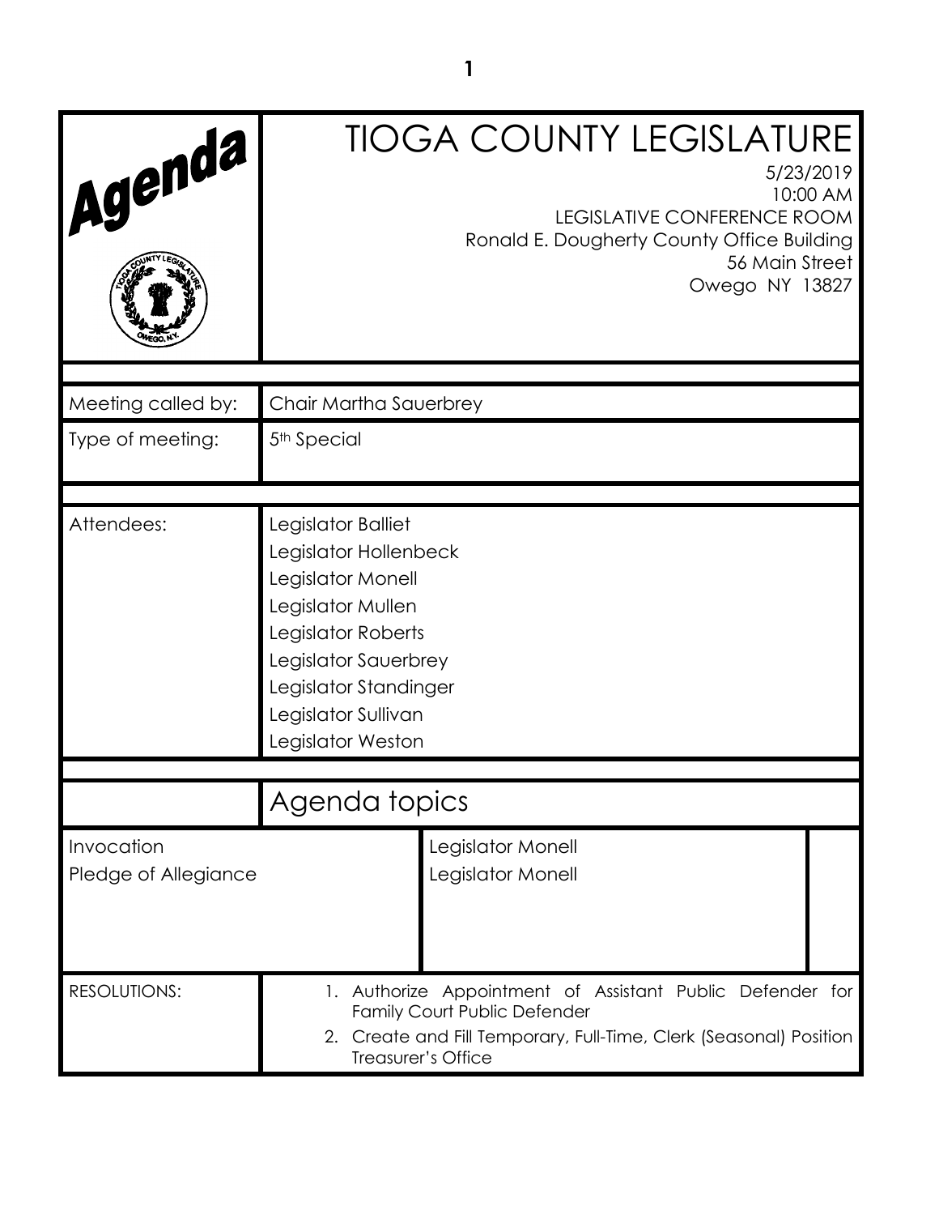# TIOGA COUNTY LEGISLATURE

Agenda

5/23/2019
10:00 AM
LEGISLATIVE CONFERENCE ROOM
Ronald E. Dougherty County Office Building
56 Main Street
Owego NY 13827

| | |
|---|---|
| Meeting called by: | Chair Martha Sauerbrey |
| Type of meeting: | 5th Special |

| | |
|---|---|
| Attendees: | Legislator Balliet<br>Legislator Hollenbeck<br>Legislator Monell<br>Legislator Mullen<br>Legislator Roberts<br>Legislator Sauerbrey<br>Legislator Standinger<br>Legislator Sullivan<br>Legislator Weston |

## Agenda topics

| | |
|---|---|
| Invocation | Legislator Monell |
| Pledge of Allegiance | Legislator Monell |

RESOLUTIONS:

1. Authorize Appointment of Assistant Public Defender for Family Court Public Defender
2. Create and Fill Temporary, Full-Time, Clerk (Seasonal) Position Treasurer's Office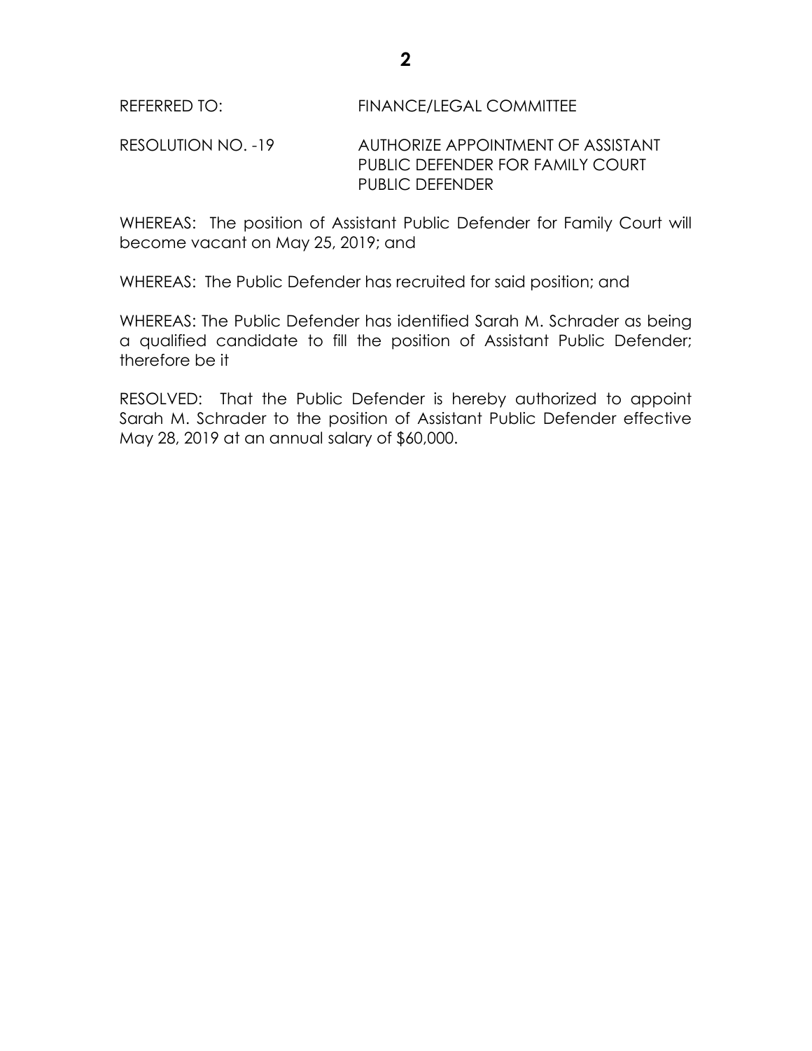REFERRED TO: FINANCE/LEGAL COMMITTEE

RESOLUTION NO. -19 AUTHORIZE APPOINTMENT OF ASSISTANT PUBLIC DEFENDER FOR FAMILY COURT PUBLIC DEFENDER

WHEREAS: The position of Assistant Public Defender for Family Court will become vacant on May 25, 2019; and

WHEREAS: The Public Defender has recruited for said position; and

WHEREAS: The Public Defender has identified Sarah M. Schrader as being a qualified candidate to fill the position of Assistant Public Defender; therefore be it

RESOLVED: That the Public Defender is hereby authorized to appoint Sarah M. Schrader to the position of Assistant Public Defender effective May 28, 2019 at an annual salary of $60,000.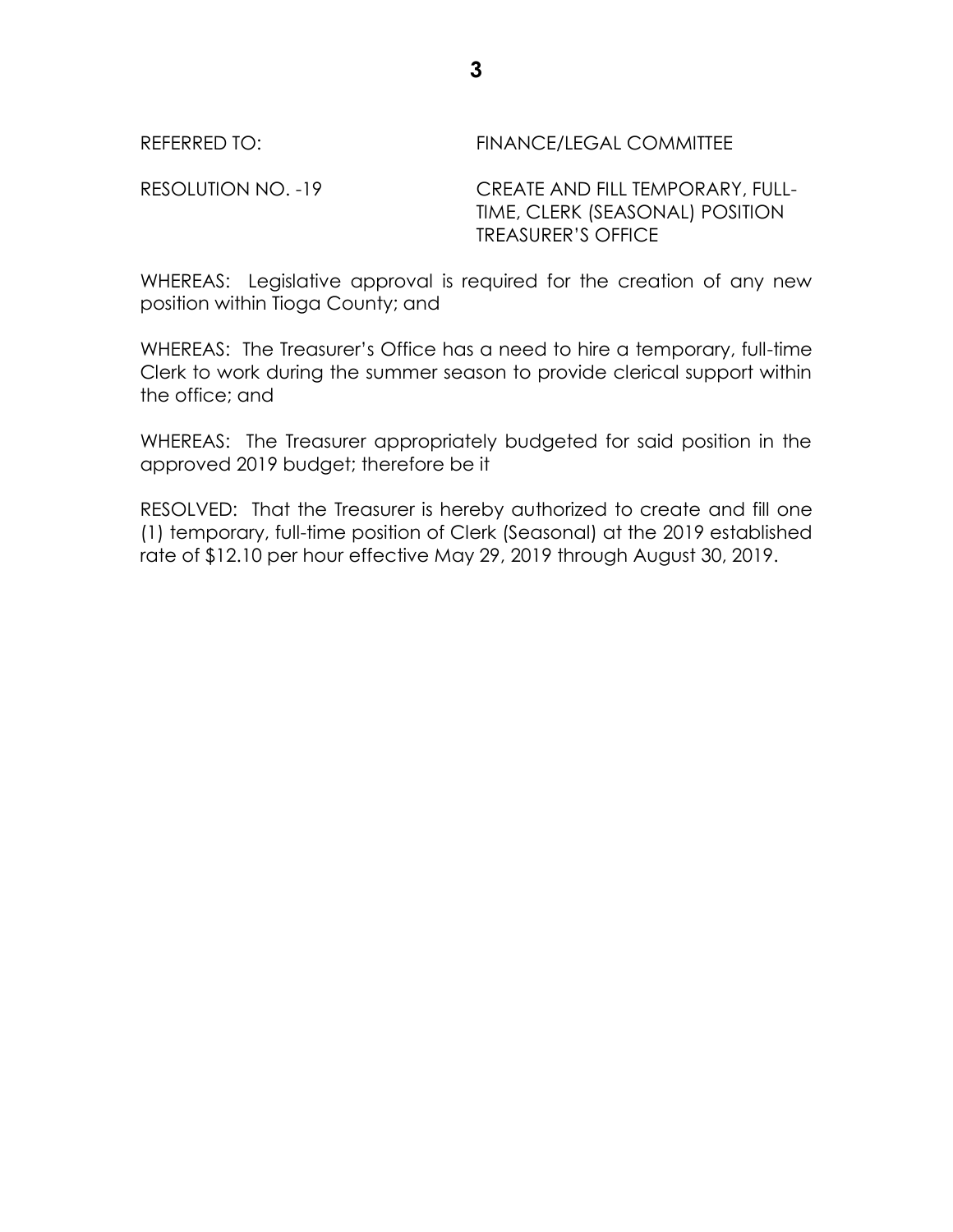REFERRED TO: FINANCE/LEGAL COMMITTEE

RESOLUTION NO. -19 CREATE AND FILL TEMPORARY, FULL-TIME, CLERK (SEASONAL) POSITION TREASURER'S OFFICE

WHEREAS: Legislative approval is required for the creation of any new position within Tioga County; and

WHEREAS: The Treasurer's Office has a need to hire a temporary, full-time Clerk to work during the summer season to provide clerical support within the office; and

WHEREAS: The Treasurer appropriately budgeted for said position in the approved 2019 budget; therefore be it

RESOLVED: That the Treasurer is hereby authorized to create and fill one (1) temporary, full-time position of Clerk (Seasonal) at the 2019 established rate of $12.10 per hour effective May 29, 2019 through August 30, 2019.